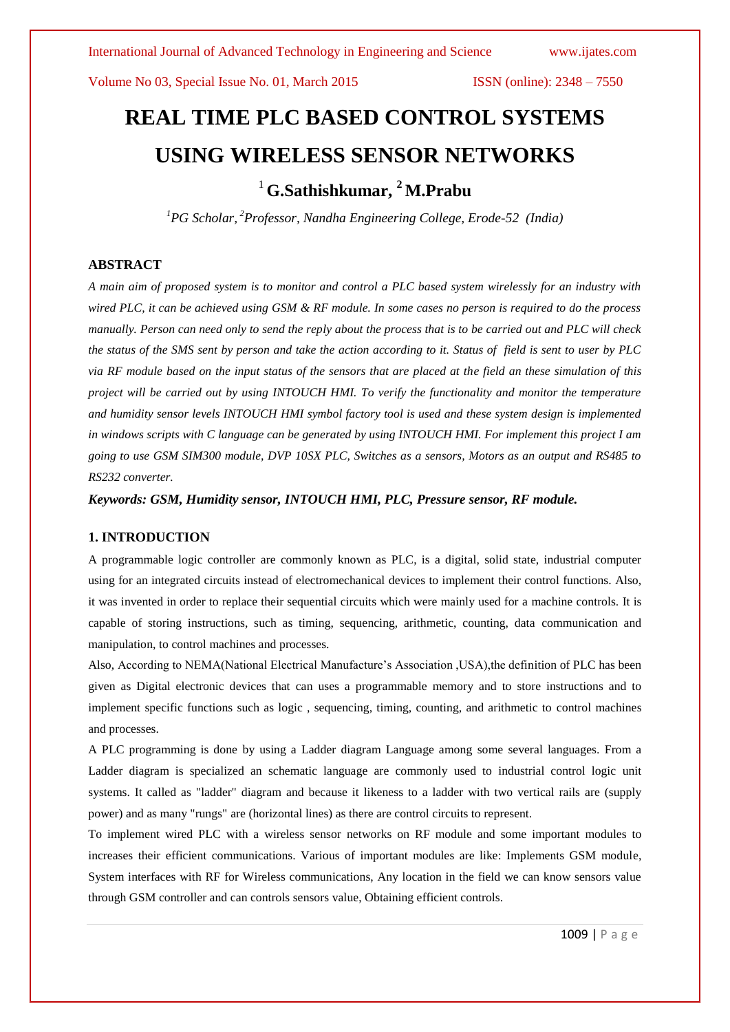# REAL TIME PLC BASED CONTROL SYSTEMS USING WIRELESS SENSOR NETWORKS

**[1] G.Sathishkumar, [2] M.Prabu**

*[1]PG Scholar, [2]Professor, Nandha Engineering College, Erode-52 (India)*

## ABSTRACT

*A main aim of proposed system is to monitor and control a PLC based system wirelessly for an industry with wired PLC, it can be achieved using GSM & RF module. In some cases no person is required to do the process manually. Person can need only to send the reply about the process that is to be carried out and PLC will check the status of the SMS sent by person and take the action according to it. Status of field is sent to user by PLC via RF module based on the input status of the sensors that are placed at the field an these simulation of this project will be carried out by using INTOUCH HMI. To verify the functionality and monitor the temperature and humidity sensor levels INTOUCH HMI symbol factory tool is used and these system design is implemented in windows scripts with C language can be generated by using INTOUCH HMI. For implement this project I am going to use GSM SIM300 module, DVP 10SX PLC, Switches as a sensors, Motors as an output and RS485 to RS232 converter.*

***Keywords: GSM, Humidity sensor, INTOUCH HMI, PLC, Pressure sensor, RF module.***

## 1. INTRODUCTION

A programmable logic controller are commonly known as PLC, is a digital, solid state, industrial computer using for an integrated circuits instead of electromechanical devices to implement their control functions. Also, it was invented in order to replace their sequential circuits which were mainly used for a machine controls. It is capable of storing instructions, such as timing, sequencing, arithmetic, counting, data communication and manipulation, to control machines and processes.

Also, According to NEMA(National Electrical Manufacture's Association ,USA),the definition of PLC has been given as Digital electronic devices that can uses a programmable memory and to store instructions and to implement specific functions such as logic , sequencing, timing, counting, and arithmetic to control machines and processes.

A PLC programming is done by using a Ladder diagram Language among some several languages. From a Ladder diagram is specialized an schematic language are commonly used to industrial control logic unit systems. It called as "ladder" diagram and because it likeness to a ladder with two vertical rails are (supply power) and as many "rungs" are (horizontal lines) as there are control circuits to represent.

To implement wired PLC with a wireless sensor networks on RF module and some important modules to increases their efficient communications. Various of important modules are like: Implements GSM module, System interfaces with RF for Wireless communications, Any location in the field we can know sensors value through GSM controller and can controls sensors value, Obtaining efficient controls.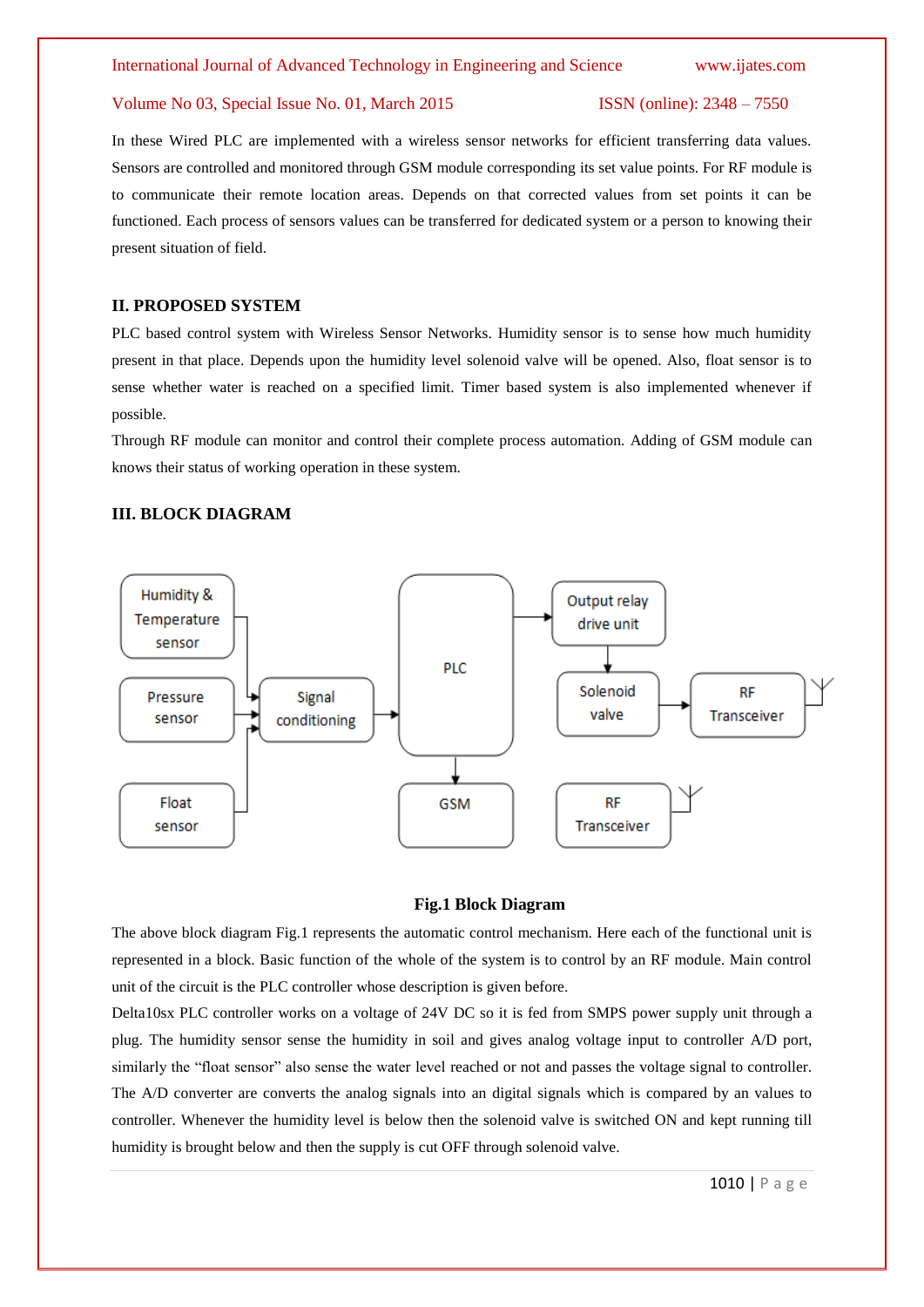In these Wired PLC are implemented with a wireless sensor networks for efficient transferring data values. Sensors are controlled and monitored through GSM module corresponding its set value points. For RF module is to communicate their remote location areas. Depends on that corrected values from set points it can be functioned. Each process of sensors values can be transferred for dedicated system or a person to knowing their present situation of field.

## II. PROPOSED SYSTEM

PLC based control system with Wireless Sensor Networks. Humidity sensor is to sense how much humidity present in that place. Depends upon the humidity level solenoid valve will be opened. Also, float sensor is to sense whether water is reached on a specified limit. Timer based system is also implemented whenever if possible.

Through RF module can monitor and control their complete process automation. Adding of GSM module can knows their status of working operation in these system.

## III. BLOCK DIAGRAM

Humidity & Temperature sensor

Pressure sensor

Float sensor

Signal conditioning

PLC

GSM

Output relay drive unit

Solenoid valve

RF Transceiver

RF Transceiver

**Fig.1 Block Diagram**

The above block diagram Fig.1 represents the automatic control mechanism. Here each of the functional unit is represented in a block. Basic function of the whole of the system is to control by an RF module. Main control unit of the circuit is the PLC controller whose description is given before.

Delta10sx PLC controller works on a voltage of 24V DC so it is fed from SMPS power supply unit through a plug. The humidity sensor sense the humidity in soil and gives analog voltage input to controller A/D port, similarly the "float sensor" also sense the water level reached or not and passes the voltage signal to controller. The A/D converter are converts the analog signals into an digital signals which is compared by an values to controller. Whenever the humidity level is below then the solenoid valve is switched ON and kept running till humidity is brought below and then the supply is cut OFF through solenoid valve.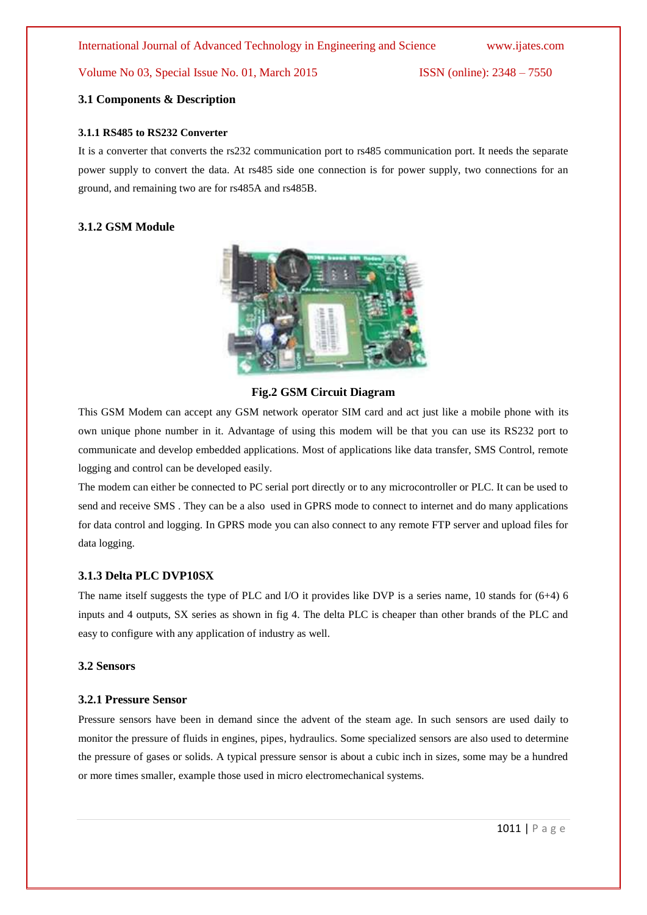### 3.1 Components & Description

#### 3.1.1 RS485 to RS232 Converter

It is a converter that converts the rs232 communication port to rs485 communication port. It needs the separate power supply to convert the data. At rs485 side one connection is for power supply, two connections for an ground, and remaining two are for rs485A and rs485B.

#### 3.1.2 GSM Module

**Fig.2 GSM Circuit Diagram**

This GSM Modem can accept any GSM network operator SIM card and act just like a mobile phone with its own unique phone number in it. Advantage of using this modem will be that you can use its RS232 port to communicate and develop embedded applications. Most of applications like data transfer, SMS Control, remote logging and control can be developed easily.

The modem can either be connected to PC serial port directly or to any microcontroller or PLC. It can be used to send and receive SMS . They can be a also used in GPRS mode to connect to internet and do many applications for data control and logging. In GPRS mode you can also connect to any remote FTP server and upload files for data logging.

#### 3.1.3 Delta PLC DVP10SX

The name itself suggests the type of PLC and I/O it provides like DVP is a series name, 10 stands for (6+4) 6 inputs and 4 outputs, SX series as shown in fig 4. The delta PLC is cheaper than other brands of the PLC and easy to configure with any application of industry as well.

### 3.2 Sensors

#### 3.2.1 Pressure Sensor

Pressure sensors have been in demand since the advent of the steam age. In such sensors are used daily to monitor the pressure of fluids in engines, pipes, hydraulics. Some specialized sensors are also used to determine the pressure of gases or solids. A typical pressure sensor is about a cubic inch in sizes, some may be a hundred or more times smaller, example those used in micro electromechanical systems.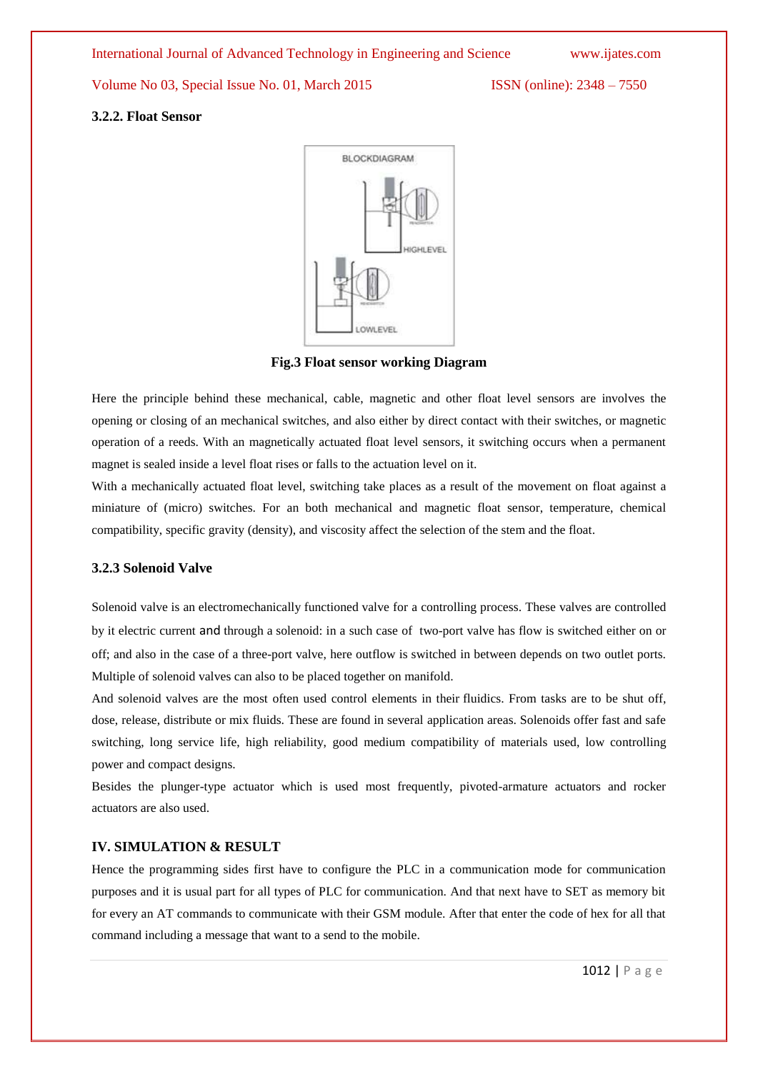### 3.2.2. Float Sensor

Fig.3 Float sensor working Diagram

Here the principle behind these mechanical, cable, magnetic and other float level sensors are involves the opening or closing of an mechanical switches, and also either by direct contact with their switches, or magnetic operation of a reeds. With an magnetically actuated float level sensors, it switching occurs when a permanent magnet is sealed inside a level float rises or falls to the actuation level on it.

With a mechanically actuated float level, switching take places as a result of the movement on float against a miniature of (micro) switches. For an both mechanical and magnetic float sensor, temperature, chemical compatibility, specific gravity (density), and viscosity affect the selection of the stem and the float.

### 3.2.3 Solenoid Valve

Solenoid valve is an electromechanically functioned valve for a controlling process. These valves are controlled by it electric current and through a solenoid: in a such case of two-port valve has flow is switched either on or off; and also in the case of a three-port valve, here outflow is switched in between depends on two outlet ports. Multiple of solenoid valves can also to be placed together on manifold.

And solenoid valves are the most often used control elements in their fluidics. From tasks are to be shut off, dose, release, distribute or mix fluids. These are found in several application areas. Solenoids offer fast and safe switching, long service life, high reliability, good medium compatibility of materials used, low controlling power and compact designs.

Besides the plunger-type actuator which is used most frequently, pivoted-armature actuators and rocker actuators are also used.

## IV. SIMULATION & RESULT

Hence the programming sides first have to configure the PLC in a communication mode for communication purposes and it is usual part for all types of PLC for communication. And that next have to SET as memory bit for every an AT commands to communicate with their GSM module. After that enter the code of hex for all that command including a message that want to a send to the mobile.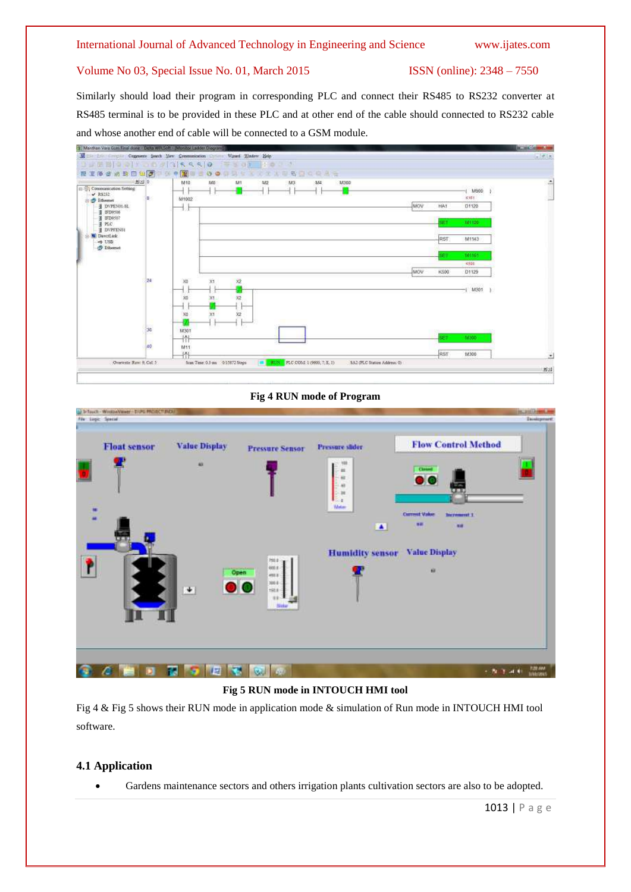Similarly should load their program in corresponding PLC and connect their RS485 to RS232 converter at RS485 terminal is to be provided in these PLC and at other end of the cable should connected to RS232 cable and whose another end of cable will be connected to a GSM module.

**Fig 4 RUN mode of Program**

**Fig 5 RUN mode in INTOUCH HMI tool**

Fig 4 & Fig 5 shows their RUN mode in application mode & simulation of Run mode in INTOUCH HMI tool software.

### 4.1 Application

- Gardens maintenance sectors and others irrigation plants cultivation sectors are also to be adopted.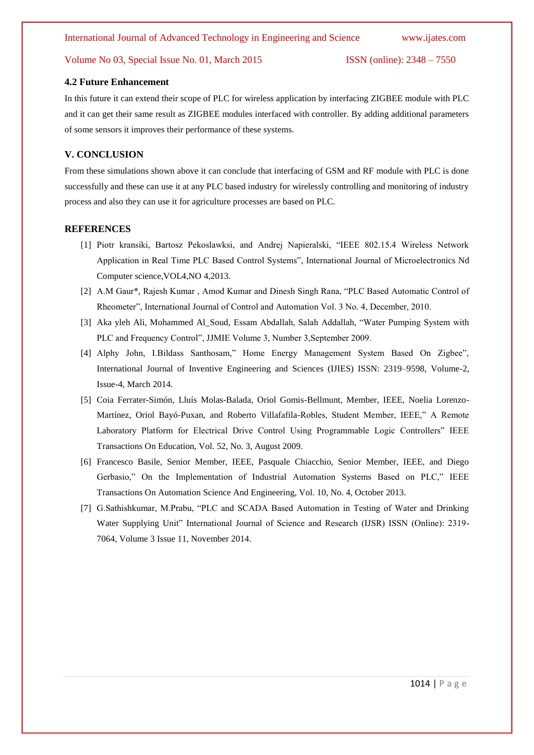### 4.2 Future Enhancement

In this future it can extend their scope of PLC for wireless application by interfacing ZIGBEE module with PLC and it can get their same result as ZIGBEE modules interfaced with controller. By adding additional parameters of some sensors it improves their performance of these systems.

## V. CONCLUSION

From these simulations shown above it can conclude that interfacing of GSM and RF module with PLC is done successfully and these can use it at any PLC based industry for wirelessly controlling and monitoring of industry process and also they can use it for agriculture processes are based on PLC.

## REFERENCES

[1] Piotr kransiki, Bartosz Pekoslawksi, and Andrej Napieralski, "IEEE 802.15.4 Wireless Network Application in Real Time PLC Based Control Systems", International Journal of Microelectronics Nd Computer science,VOL4,NO 4,2013.

[2] A.M Gaur*, Rajesh Kumar , Amod Kumar and Dinesh Singh Rana, "PLC Based Automatic Control of Rheometer", International Journal of Control and Automation Vol. 3 No. 4, December, 2010.

[3] Aka yleh Ali, Mohammed Al_Soud, Essam Abdallah, Salah Addallah, "Water Pumping System with PLC and Frequency Control", JJMIE Volume 3, Number 3,September 2009.

[4] Alphy John, I.Bildass Santhosam," Home Energy Management System Based On Zigbee", International Journal of Inventive Engineering and Sciences (IJIES) ISSN: 2319–9598, Volume-2, Issue-4, March 2014.

[5] Coia Ferrater-Simón, Lluís Molas-Balada, Oriol Gomis-Bellmunt, Member, IEEE, Noelia Lorenzo-Martínez, Oriol Bayó-Puxan, and Roberto Villafafila-Robles, Student Member, IEEE," A Remote Laboratory Platform for Electrical Drive Control Using Programmable Logic Controllers" IEEE Transactions On Education, Vol. 52, No. 3, August 2009.

[6] Francesco Basile, Senior Member, IEEE, Pasquale Chiacchio, Senior Member, IEEE, and Diego Gerbasio," On the Implementation of Industrial Automation Systems Based on PLC," IEEE Transactions On Automation Science And Engineering, Vol. 10, No. 4, October 2013.

[7] G.Sathishkumar, M.Prabu, "PLC and SCADA Based Automation in Testing of Water and Drinking Water Supplying Unit" International Journal of Science and Research (IJSR) ISSN (Online): 2319-7064, Volume 3 Issue 11, November 2014.